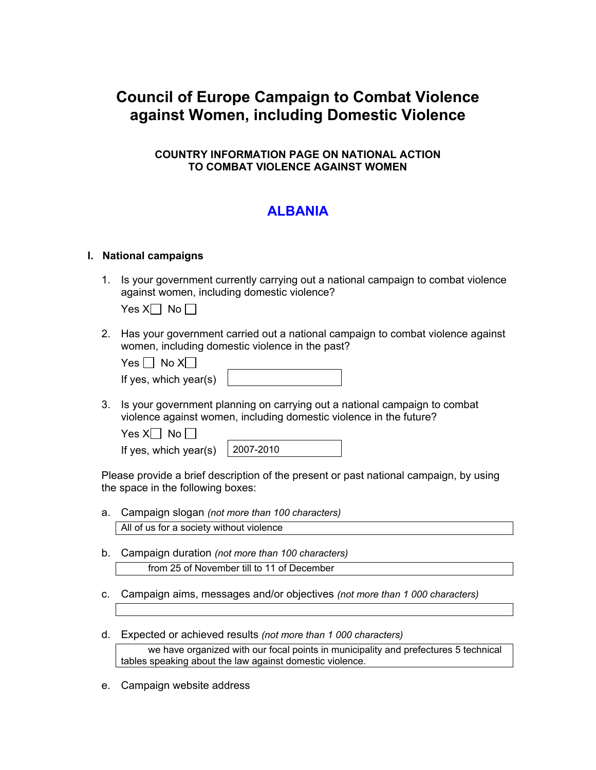# Council of Europe Campaign to Combat Violence against Women, including Domestic Violence

## COUNTRY INFORMATION PAGE ON NATIONAL ACTION TO COMBAT VIOLENCE AGAINST WOMEN

## ALBANIA

### I. National campaigns

1. Is your government currently carrying out a national campaign to combat violence against women, including domestic violence?

   Yes X☐ No ☐

2. Has your government carried out a national campaign to combat violence against women, including domestic violence in the past?

   Yes ☐ No X☐

   If yes, which year(s)

3. Is your government planning on carrying out a national campaign to combat violence against women, including domestic violence in the future?

   Yes X☐ No ☐

   If yes, which year(s): 2007-2010

Please provide a brief description of the present or past national campaign, by using the space in the following boxes:

a. Campaign slogan *(not more than 100 characters)*

   All of us for a society without violence

b. Campaign duration *(not more than 100 characters)*

   from 25 of November till to 11 of December

c. Campaign aims, messages and/or objectives *(not more than 1 000 characters)*

d. Expected or achieved results *(not more than 1 000 characters)*

   we have organized with our focal points in municipality and prefectures 5 technical tables speaking about the law against domestic violence.

e. Campaign website address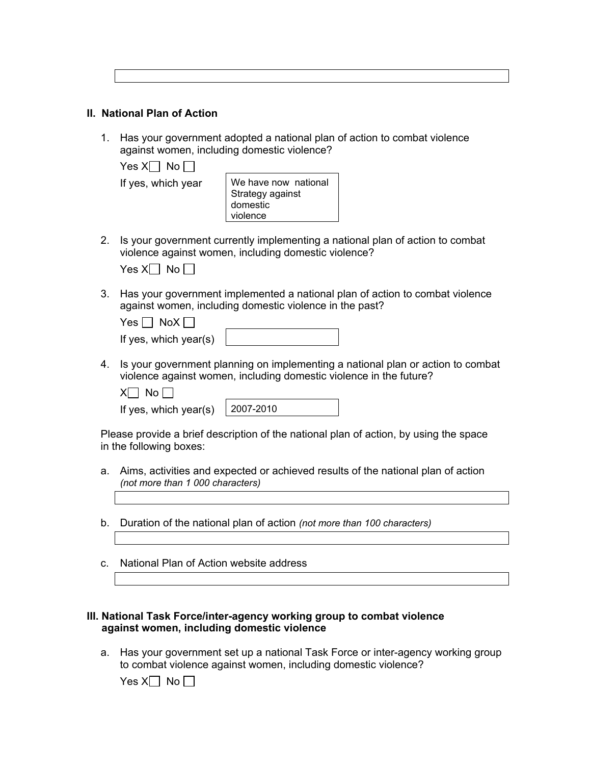## II. National Plan of Action

1. Has your government adopted a national plan of action to combat violence against women, including domestic violence?

   Yes X☐ No ☐

   If yes, which year: We have now national Strategy against domestic violence

2. Is your government currently implementing a national plan of action to combat violence against women, including domestic violence?

   Yes X☐ No ☐

3. Has your government implemented a national plan of action to combat violence against women, including domestic violence in the past?

   Yes ☐ NoX ☐

   If yes, which year(s):

4. Is your government planning on implementing a national plan or action to combat violence against women, including domestic violence in the future?

   X☐ No ☐

   If yes, which year(s): 2007-2010

Please provide a brief description of the national plan of action, by using the space in the following boxes:

a. Aims, activities and expected or achieved results of the national plan of action *(not more than 1 000 characters)*

b. Duration of the national plan of action *(not more than 100 characters)*

c. National Plan of Action website address

## III. National Task Force/inter-agency working group to combat violence against women, including domestic violence

a. Has your government set up a national Task Force or inter-agency working group to combat violence against women, including domestic violence?

   Yes X☐ No ☐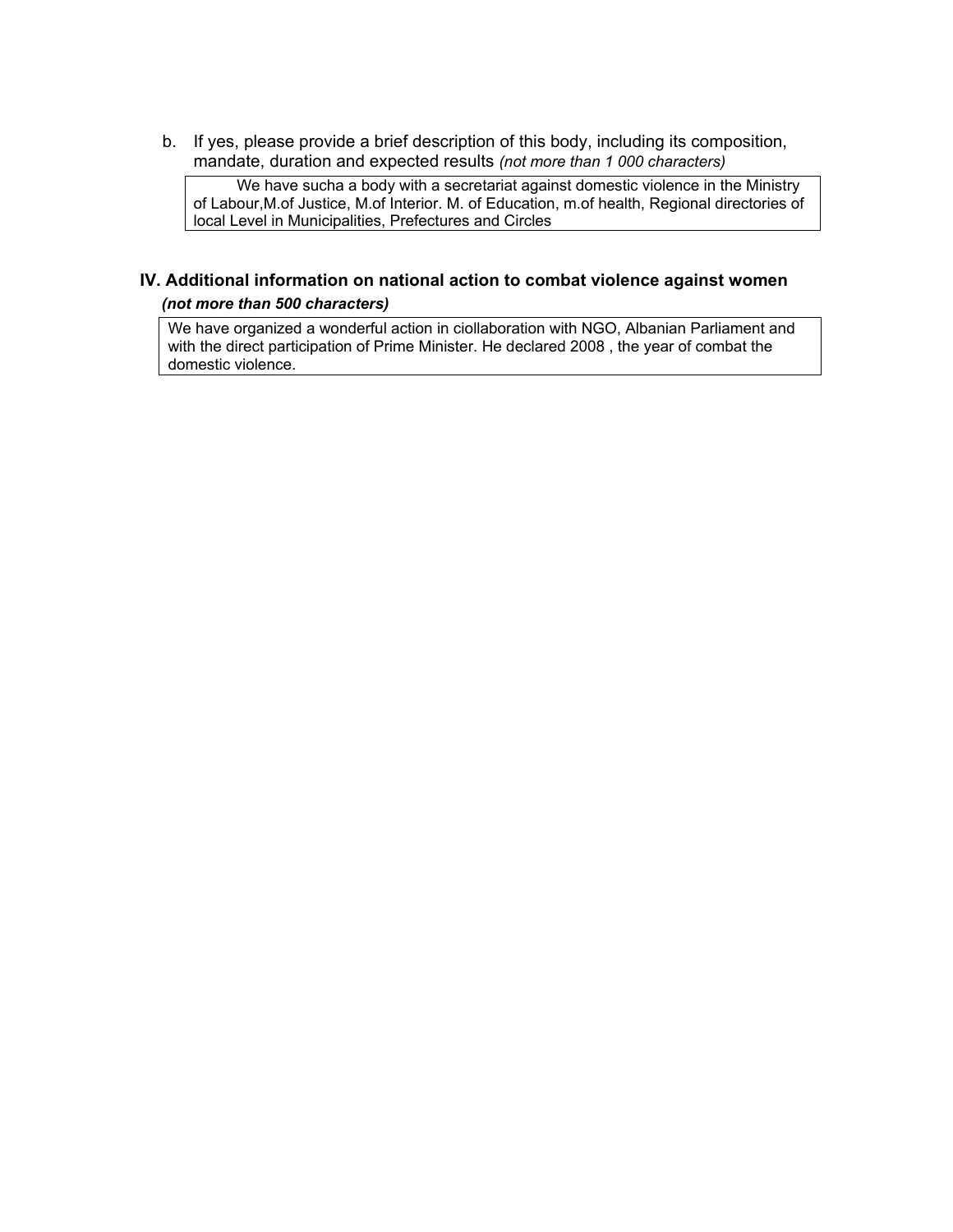b. If yes, please provide a brief description of this body, including its composition, mandate, duration and expected results *(not more than 1 000 characters)*

| |
|---|
| We have sucha a body with a secretariat against domestic violence in the Ministry of Labour,M.of Justice, M.of Interior. M. of Education, m.of health, Regional directories of local Level in Municipalities, Prefectures and Circles |

## IV. Additional information on national action to combat violence against women

***(not more than 500 characters)***

| |
|---|
| We have organized a wonderful action in ciollaboration with NGO, Albanian Parliament and with the direct participation of Prime Minister. He declared 2008 , the year of combat the domestic violence. |